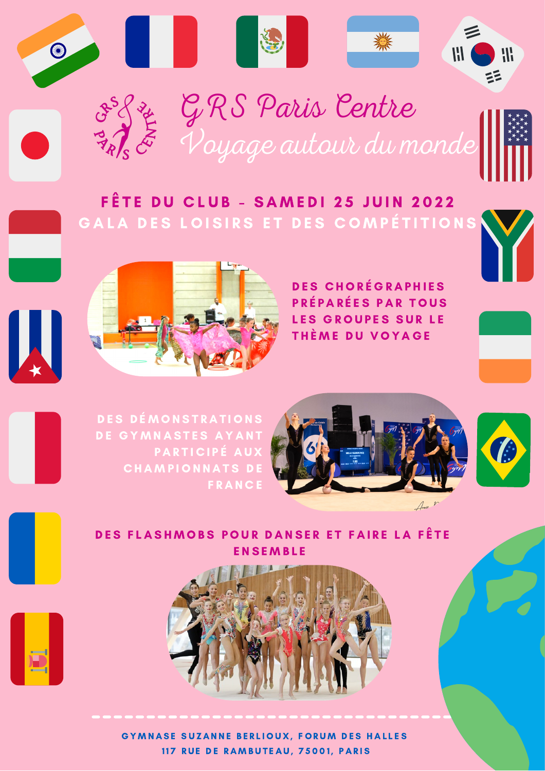# GRS Paris Centre

## Voyage autour du monde

**FÊTE DU CLUB - SAMEDI 25 JUIN 2022**

**GALA DES LOISIRS ET DES COMPÉTITIONS**

DES CHORÉGRAPHIES PRÉPARÉES PAR TOUS LES GROUPES SUR LE THÈME DU VOYAGE

DES DÉMONSTRATIONS DE GYMNASTES AYANT PARTICIPÉ AUX CHAMPIONNATS DE FRANCE

DES FLASHMOBS POUR DANSER ET FAIRE LA FÊTE ENSEMBLE

GYMNASE SUZANNE BERLIOUX, FORUM DES HALLES

117 RUE DE RAMBUTEAU, 75001, PARIS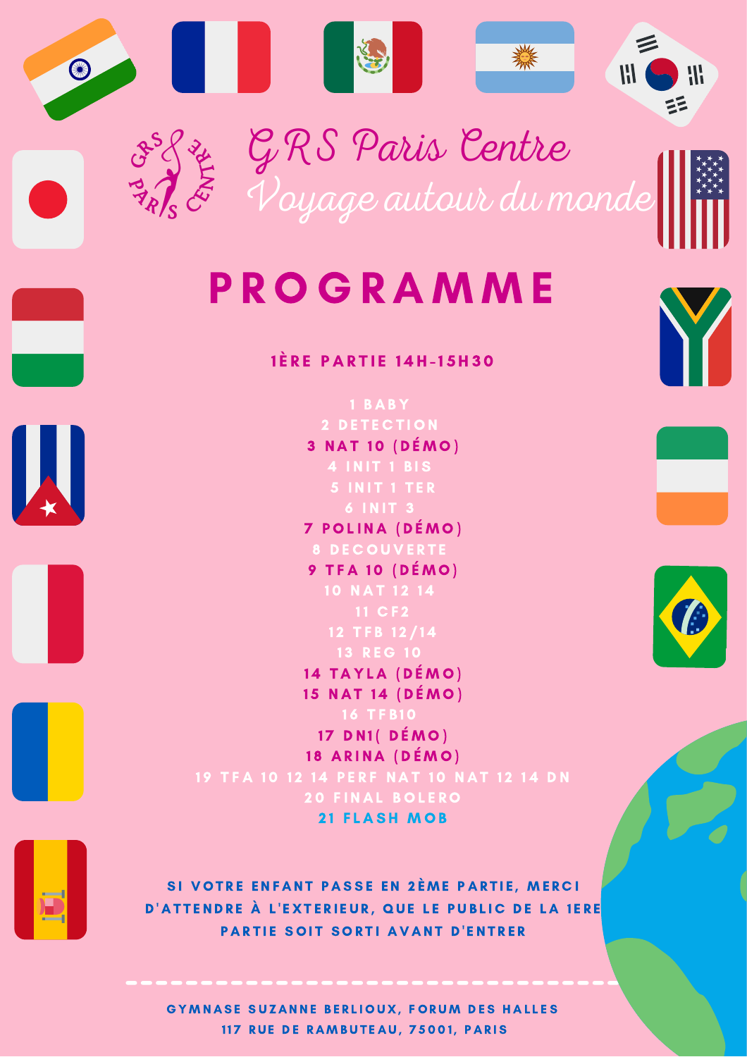# GRS Paris Centre

## Voyage autour du monde

# PROGRAMME

### 1ÈRE PARTIE 14H-15H30

1 BABY
2 DETECTION
3 NAT 10 (DÉMO)
4 INIT 1 BIS
5 INIT 1 TER
6 INIT 3
7 POLINA (DÉMO)
8 DECOUVERTE
9 TFA 10 (DÉMO)
10 NAT 12 14
11 CF2
12 TFB 12/14
13 REG 10
14 TAYLA (DÉMO)
15 NAT 14 (DÉMO)
16 TFB10
17 DN1( DÉMO)
18 ARINA (DÉMO)
19 TFA 10 12 14 PERF NAT 10 NAT 12 14 DN
20 FINAL BOLERO
21 FLASH MOB

**SI VOTRE ENFANT PASSE EN 2ÈME PARTIE, MERCI D'ATTENDRE À L'EXTERIEUR, QUE LE PUBLIC DE LA 1ERE PARTIE SOIT SORTI AVANT D'ENTRER**

---

GYMNASE SUZANNE BERLIOUX, FORUM DES HALLES
117 RUE DE RAMBUTEAU, 75001, PARIS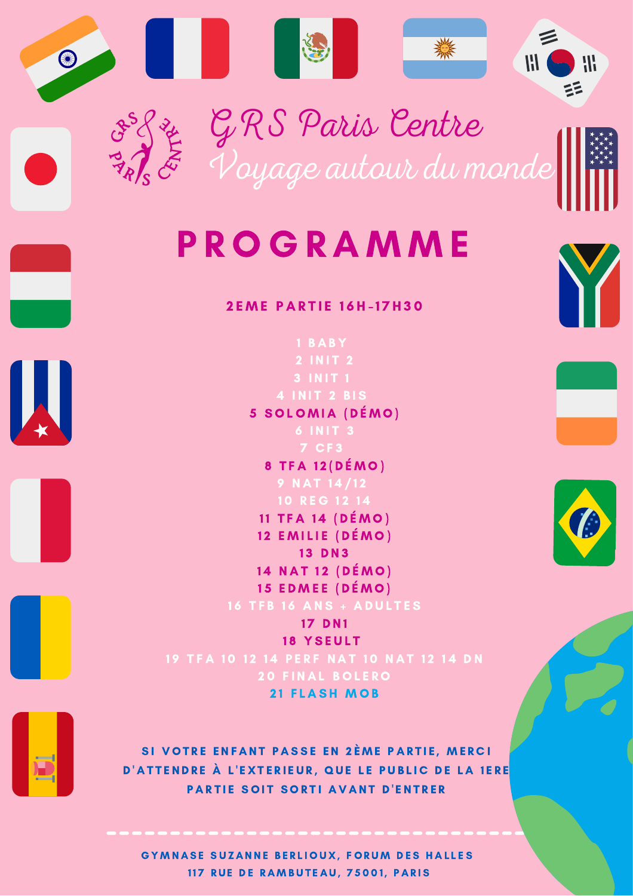# GRS Paris Centre

## Voyage autour du monde

# PROGRAMME

### 2EME PARTIE 16H-17H30

1 BABY
2 INIT 2
3 INIT 1
4 INIT 2 BIS
5 SOLOMIA (DÉMO)
6 INIT 3
7 CF3
8 TFA 12(DÉMO)
9 NAT 14/12
10 REG 12 14
11 TFA 14 (DÉMO)
12 EMILIE (DÉMO)
13 DN3
14 NAT 12 (DÉMO)
15 EDMEE (DÉMO)
16 TFB 16 ANS + ADULTES
17 DN1
18 YSEULT
19 TFA 10 12 14 PERF NAT 10 NAT 12 14 DN
20 FINAL BOLERO
21 FLASH MOB

**SI VOTRE ENFANT PASSE EN 2ÈME PARTIE, MERCI D'ATTENDRE À L'EXTERIEUR, QUE LE PUBLIC DE LA 1ERE PARTIE SOIT SORTI AVANT D'ENTRER**

---

GYMNASE SUZANNE BERLIOUX, FORUM DES HALLES
117 RUE DE RAMBUTEAU, 75001, PARIS